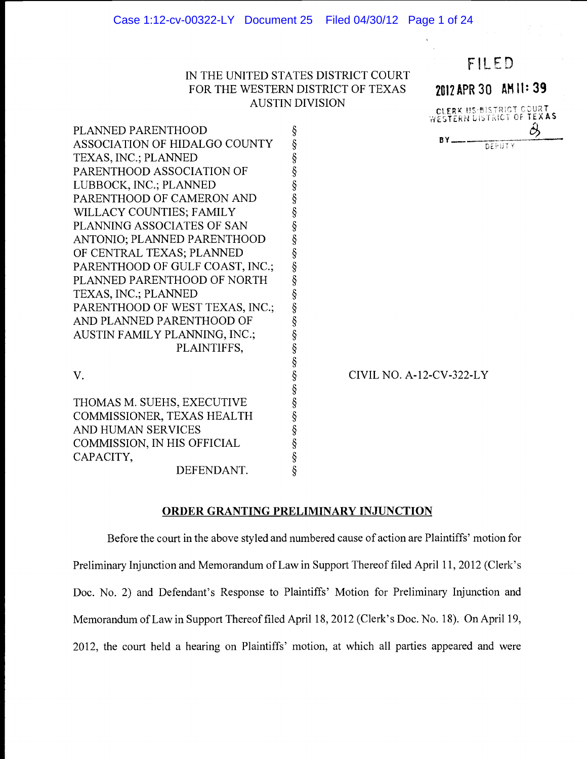IN THE UNITED STATES DISTRICT COURT
FOR THE WESTERN DISTRICT OF TEXAS
AUSTIN DIVISION

FILED
2012 APR 30 AM 11: 39
CLERK US DISTRICT COURT
WESTERN DISTRICT OF TEXAS
BY ________
DEPUTY

PLANNED PARENTHOOD ASSOCIATION OF HIDALGO COUNTY TEXAS, INC.; PLANNED PARENTHOOD ASSOCIATION OF LUBBOCK, INC.; PLANNED PARENTHOOD OF CAMERON AND WILLACY COUNTIES; FAMILY PLANNING ASSOCIATES OF SAN ANTONIO; PLANNED PARENTHOOD OF CENTRAL TEXAS; PLANNED PARENTHOOD OF GULF COAST, INC.; PLANNED PARENTHOOD OF NORTH TEXAS, INC.; PLANNED PARENTHOOD OF WEST TEXAS, INC.; AND PLANNED PARENTHOOD OF AUSTIN FAMILY PLANNING, INC.;
PLAINTIFFS,

V. — CIVIL NO. A-12-CV-322-LY

THOMAS M. SUEHS, EXECUTIVE COMMISSIONER, TEXAS HEALTH AND HUMAN SERVICES COMMISSION, IN HIS OFFICIAL CAPACITY,
DEFENDANT.

## ORDER GRANTING PRELIMINARY INJUNCTION

Before the court in the above styled and numbered cause of action are Plaintiffs' motion for Preliminary Injunction and Memorandum of Law in Support Thereof filed April 11, 2012 (Clerk's Doc. No. 2) and Defendant's Response to Plaintiffs' Motion for Preliminary Injunction and Memorandum of Law in Support Thereof filed April 18, 2012 (Clerk's Doc. No. 18). On April 19, 2012, the court held a hearing on Plaintiffs' motion, at which all parties appeared and were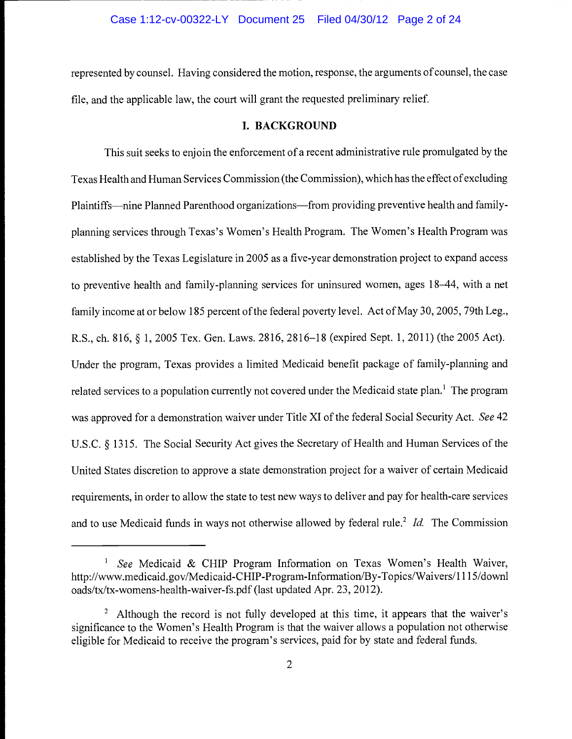represented by counsel. Having considered the motion, response, the arguments of counsel, the case file, and the applicable law, the court will grant the requested preliminary relief.

## I. BACKGROUND

This suit seeks to enjoin the enforcement of a recent administrative rule promulgated by the Texas Health and Human Services Commission (the Commission), which has the effect of excluding Plaintiffs—nine Planned Parenthood organizations—from providing preventive health and family-planning services through Texas's Women's Health Program. The Women's Health Program was established by the Texas Legislature in 2005 as a five-year demonstration project to expand access to preventive health and family-planning services for uninsured women, ages 18–44, with a net family income at or below 185 percent of the federal poverty level. Act of May 30, 2005, 79th Leg., R.S., ch. 816, § 1, 2005 Tex. Gen. Laws. 2816, 2816–18 (expired Sept. 1, 2011) (the 2005 Act). Under the program, Texas provides a limited Medicaid benefit package of family-planning and related services to a population currently not covered under the Medicaid state plan.[1] The program was approved for a demonstration waiver under Title XI of the federal Social Security Act. *See* 42 U.S.C. § 1315. The Social Security Act gives the Secretary of Health and Human Services of the United States discretion to approve a state demonstration project for a waiver of certain Medicaid requirements, in order to allow the state to test new ways to deliver and pay for health-care services and to use Medicaid funds in ways not otherwise allowed by federal rule.[2] *Id.* The Commission

---

[1] *See* Medicaid & CHIP Program Information on Texas Women's Health Waiver, http://www.medicaid.gov/Medicaid-CHIP-Program-Information/By-Topics/Waivers/1115/downloads/tx/tx-womens-health-waiver-fs.pdf (last updated Apr. 23, 2012).

[2] Although the record is not fully developed at this time, it appears that the waiver's significance to the Women's Health Program is that the waiver allows a population not otherwise eligible for Medicaid to receive the program's services, paid for by state and federal funds.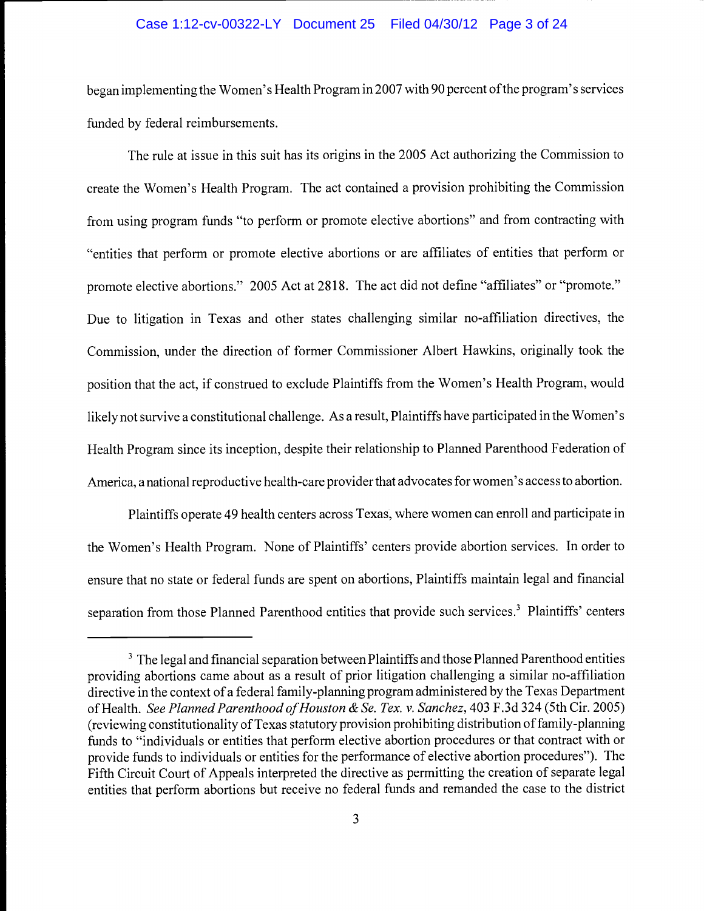began implementing the Women's Health Program in 2007 with 90 percent of the program's services funded by federal reimbursements.

The rule at issue in this suit has its origins in the 2005 Act authorizing the Commission to create the Women's Health Program. The act contained a provision prohibiting the Commission from using program funds "to perform or promote elective abortions" and from contracting with "entities that perform or promote elective abortions or are affiliates of entities that perform or promote elective abortions." 2005 Act at 2818. The act did not define "affiliates" or "promote." Due to litigation in Texas and other states challenging similar no-affiliation directives, the Commission, under the direction of former Commissioner Albert Hawkins, originally took the position that the act, if construed to exclude Plaintiffs from the Women's Health Program, would likely not survive a constitutional challenge. As a result, Plaintiffs have participated in the Women's Health Program since its inception, despite their relationship to Planned Parenthood Federation of America, a national reproductive health-care provider that advocates for women's access to abortion.

Plaintiffs operate 49 health centers across Texas, where women can enroll and participate in the Women's Health Program. None of Plaintiffs' centers provide abortion services. In order to ensure that no state or federal funds are spent on abortions, Plaintiffs maintain legal and financial separation from those Planned Parenthood entities that provide such services.[3] Plaintiffs' centers

---

[3] The legal and financial separation between Plaintiffs and those Planned Parenthood entities providing abortions came about as a result of prior litigation challenging a similar no-affiliation directive in the context of a federal family-planning program administered by the Texas Department of Health. *See Planned Parenthood of Houston & Se. Tex. v. Sanchez*, 403 F.3d 324 (5th Cir. 2005) (reviewing constitutionality of Texas statutory provision prohibiting distribution of family-planning funds to "individuals or entities that perform elective abortion procedures or that contract with or provide funds to individuals or entities for the performance of elective abortion procedures"). The Fifth Circuit Court of Appeals interpreted the directive as permitting the creation of separate legal entities that perform abortions but receive no federal funds and remanded the case to the district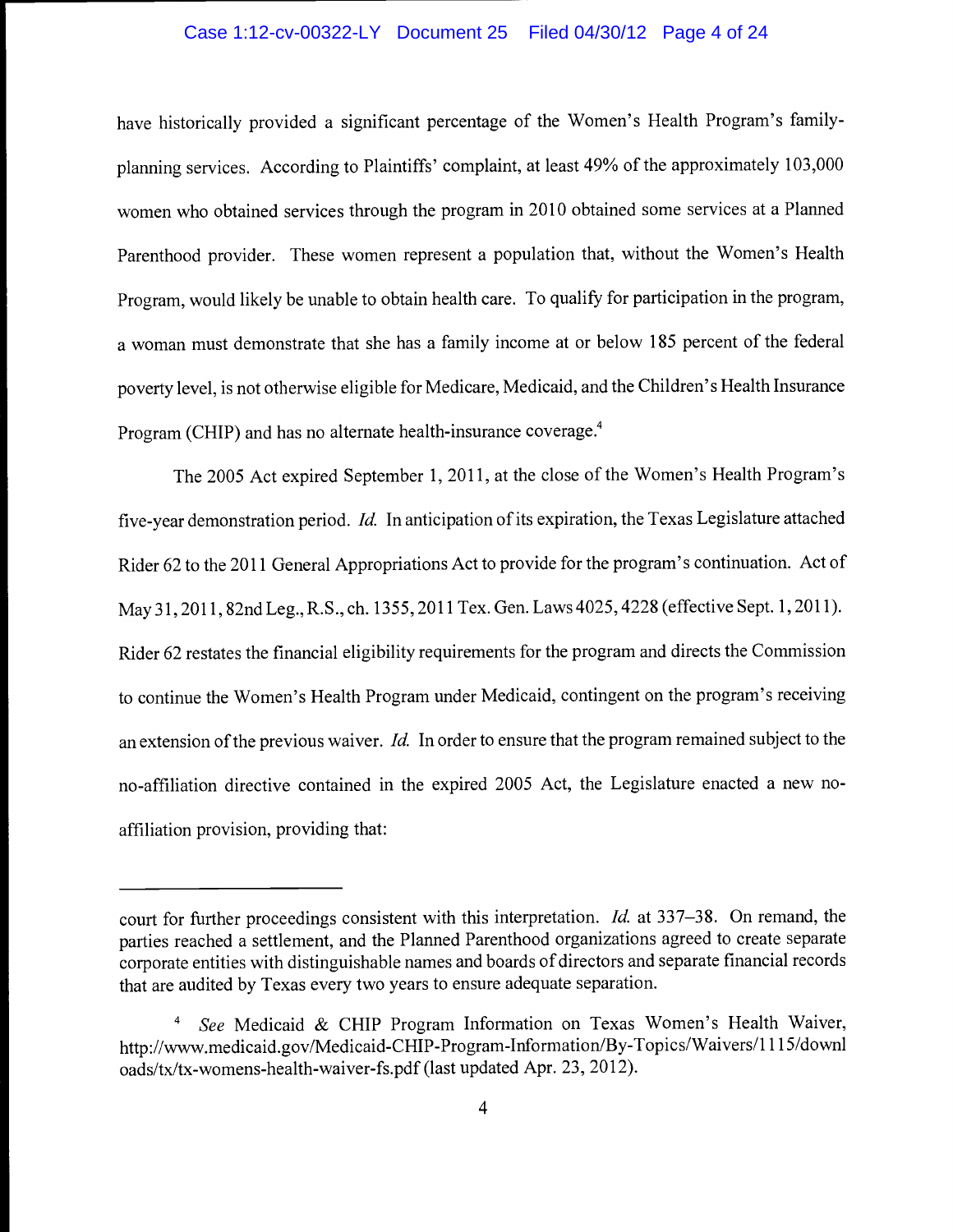have historically provided a significant percentage of the Women's Health Program's family-planning services. According to Plaintiffs' complaint, at least 49% of the approximately 103,000 women who obtained services through the program in 2010 obtained some services at a Planned Parenthood provider. These women represent a population that, without the Women's Health Program, would likely be unable to obtain health care. To qualify for participation in the program, a woman must demonstrate that she has a family income at or below 185 percent of the federal poverty level, is not otherwise eligible for Medicare, Medicaid, and the Children's Health Insurance Program (CHIP) and has no alternate health-insurance coverage.[4]

The 2005 Act expired September 1, 2011, at the close of the Women's Health Program's five-year demonstration period. *Id.* In anticipation of its expiration, the Texas Legislature attached Rider 62 to the 2011 General Appropriations Act to provide for the program's continuation. Act of May 31, 2011, 82nd Leg., R.S., ch. 1355, 2011 Tex. Gen. Laws 4025, 4228 (effective Sept. 1, 2011). Rider 62 restates the financial eligibility requirements for the program and directs the Commission to continue the Women's Health Program under Medicaid, contingent on the program's receiving an extension of the previous waiver. *Id.* In order to ensure that the program remained subject to the no-affiliation directive contained in the expired 2005 Act, the Legislature enacted a new no-affiliation provision, providing that:

---

court for further proceedings consistent with this interpretation. *Id.* at 337–38. On remand, the parties reached a settlement, and the Planned Parenthood organizations agreed to create separate corporate entities with distinguishable names and boards of directors and separate financial records that are audited by Texas every two years to ensure adequate separation.

[4] *See* Medicaid & CHIP Program Information on Texas Women's Health Waiver, http://www.medicaid.gov/Medicaid-CHIP-Program-Information/By-Topics/Waivers/1115/downloads/tx/tx-womens-health-waiver-fs.pdf (last updated Apr. 23, 2012).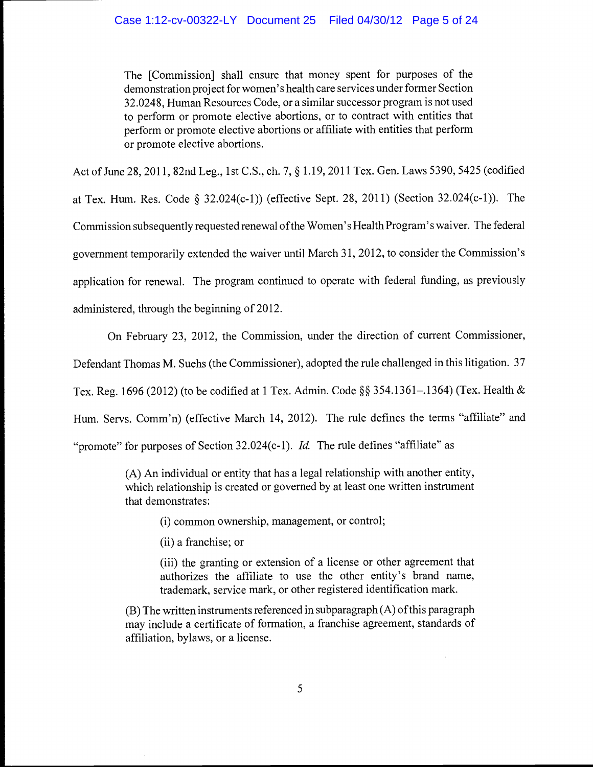> The [Commission] shall ensure that money spent for purposes of the demonstration project for women's health care services under former Section 32.0248, Human Resources Code, or a similar successor program is not used to perform or promote elective abortions, or to contract with entities that perform or promote elective abortions or affiliate with entities that perform or promote elective abortions.

Act of June 28, 2011, 82nd Leg., 1st C.S., ch. 7, § 1.19, 2011 Tex. Gen. Laws 5390, 5425 (codified at Tex. Hum. Res. Code § 32.024(c-1)) (effective Sept. 28, 2011) (Section 32.024(c-1)). The Commission subsequently requested renewal of the Women's Health Program's waiver. The federal government temporarily extended the waiver until March 31, 2012, to consider the Commission's application for renewal. The program continued to operate with federal funding, as previously administered, through the beginning of 2012.

On February 23, 2012, the Commission, under the direction of current Commissioner, Defendant Thomas M. Suehs (the Commissioner), adopted the rule challenged in this litigation. 37 Tex. Reg. 1696 (2012) (to be codified at 1 Tex. Admin. Code §§ 354.1361–.1364) (Tex. Health & Hum. Servs. Comm'n) (effective March 14, 2012). The rule defines the terms "affiliate" and "promote" for purposes of Section 32.024(c-1). *Id.* The rule defines "affiliate" as

> (A) An individual or entity that has a legal relationship with another entity, which relationship is created or governed by at least one written instrument that demonstrates:
>
> > (i) common ownership, management, or control;
> >
> > (ii) a franchise; or
> >
> > (iii) the granting or extension of a license or other agreement that authorizes the affiliate to use the other entity's brand name, trademark, service mark, or other registered identification mark.
>
> (B) The written instruments referenced in subparagraph (A) of this paragraph may include a certificate of formation, a franchise agreement, standards of affiliation, bylaws, or a license.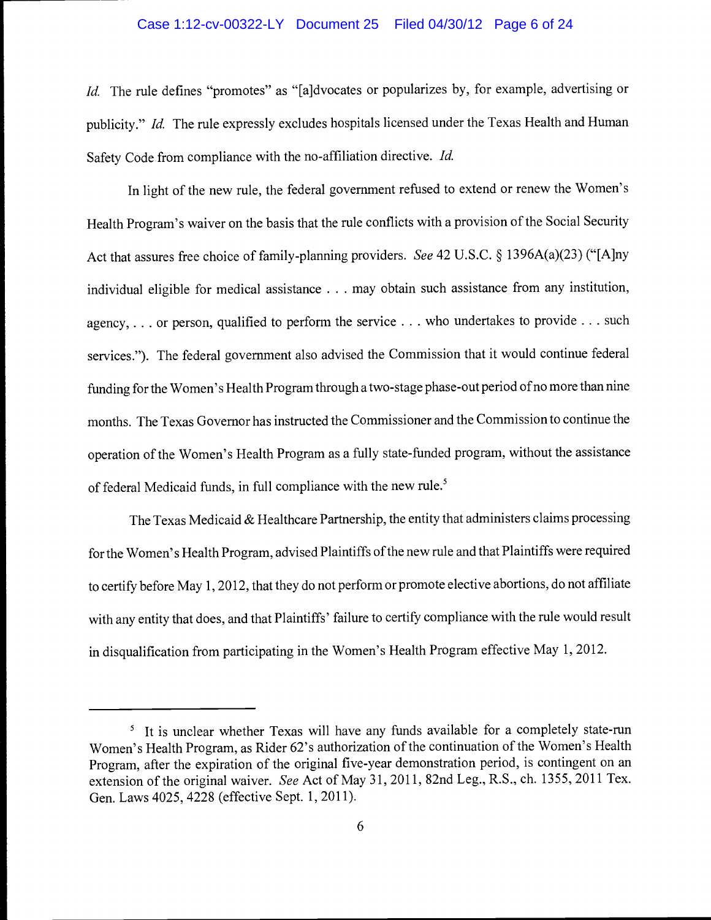*Id.* The rule defines "promotes" as "[a]dvocates or popularizes by, for example, advertising or publicity." *Id.* The rule expressly excludes hospitals licensed under the Texas Health and Human Safety Code from compliance with the no-affiliation directive. *Id.*

In light of the new rule, the federal government refused to extend or renew the Women's Health Program's waiver on the basis that the rule conflicts with a provision of the Social Security Act that assures free choice of family-planning providers. *See* 42 U.S.C. § 1396A(a)(23) ("[A]ny individual eligible for medical assistance . . . may obtain such assistance from any institution, agency, . . . or person, qualified to perform the service . . . who undertakes to provide . . . such services."). The federal government also advised the Commission that it would continue federal funding for the Women's Health Program through a two-stage phase-out period of no more than nine months. The Texas Governor has instructed the Commissioner and the Commission to continue the operation of the Women's Health Program as a fully state-funded program, without the assistance of federal Medicaid funds, in full compliance with the new rule.[5]

The Texas Medicaid & Healthcare Partnership, the entity that administers claims processing for the Women's Health Program, advised Plaintiffs of the new rule and that Plaintiffs were required to certify before May 1, 2012, that they do not perform or promote elective abortions, do not affiliate with any entity that does, and that Plaintiffs' failure to certify compliance with the rule would result in disqualification from participating in the Women's Health Program effective May 1, 2012.

---

[5] It is unclear whether Texas will have any funds available for a completely state-run Women's Health Program, as Rider 62's authorization of the continuation of the Women's Health Program, after the expiration of the original five-year demonstration period, is contingent on an extension of the original waiver. *See* Act of May 31, 2011, 82nd Leg., R.S., ch. 1355, 2011 Tex. Gen. Laws 4025, 4228 (effective Sept. 1, 2011).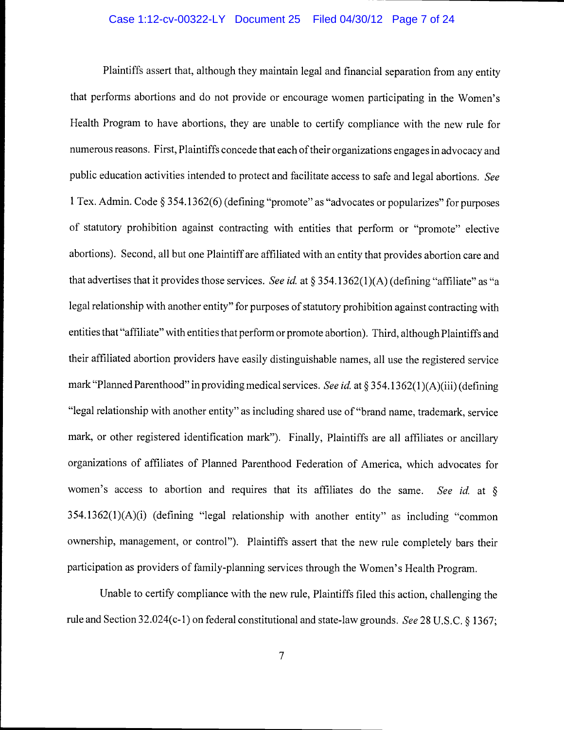Plaintiffs assert that, although they maintain legal and financial separation from any entity that performs abortions and do not provide or encourage women participating in the Women's Health Program to have abortions, they are unable to certify compliance with the new rule for numerous reasons. First, Plaintiffs concede that each of their organizations engages in advocacy and public education activities intended to protect and facilitate access to safe and legal abortions. *See* 1 Tex. Admin. Code § 354.1362(6) (defining "promote" as "advocates or popularizes" for purposes of statutory prohibition against contracting with entities that perform or "promote" elective abortions). Second, all but one Plaintiff are affiliated with an entity that provides abortion care and that advertises that it provides those services. *See id.* at § 354.1362(1)(A) (defining "affiliate" as "a legal relationship with another entity" for purposes of statutory prohibition against contracting with entities that "affiliate" with entities that perform or promote abortion). Third, although Plaintiffs and their affiliated abortion providers have easily distinguishable names, all use the registered service mark "Planned Parenthood" in providing medical services. *See id.* at § 354.1362(1)(A)(iii) (defining "legal relationship with another entity" as including shared use of "brand name, trademark, service mark, or other registered identification mark"). Finally, Plaintiffs are all affiliates or ancillary organizations of affiliates of Planned Parenthood Federation of America, which advocates for women's access to abortion and requires that its affiliates do the same. *See id.* at § 354.1362(1)(A)(i) (defining "legal relationship with another entity" as including "common ownership, management, or control"). Plaintiffs assert that the new rule completely bars their participation as providers of family-planning services through the Women's Health Program.

Unable to certify compliance with the new rule, Plaintiffs filed this action, challenging the rule and Section 32.024(c-1) on federal constitutional and state-law grounds. *See* 28 U.S.C. § 1367;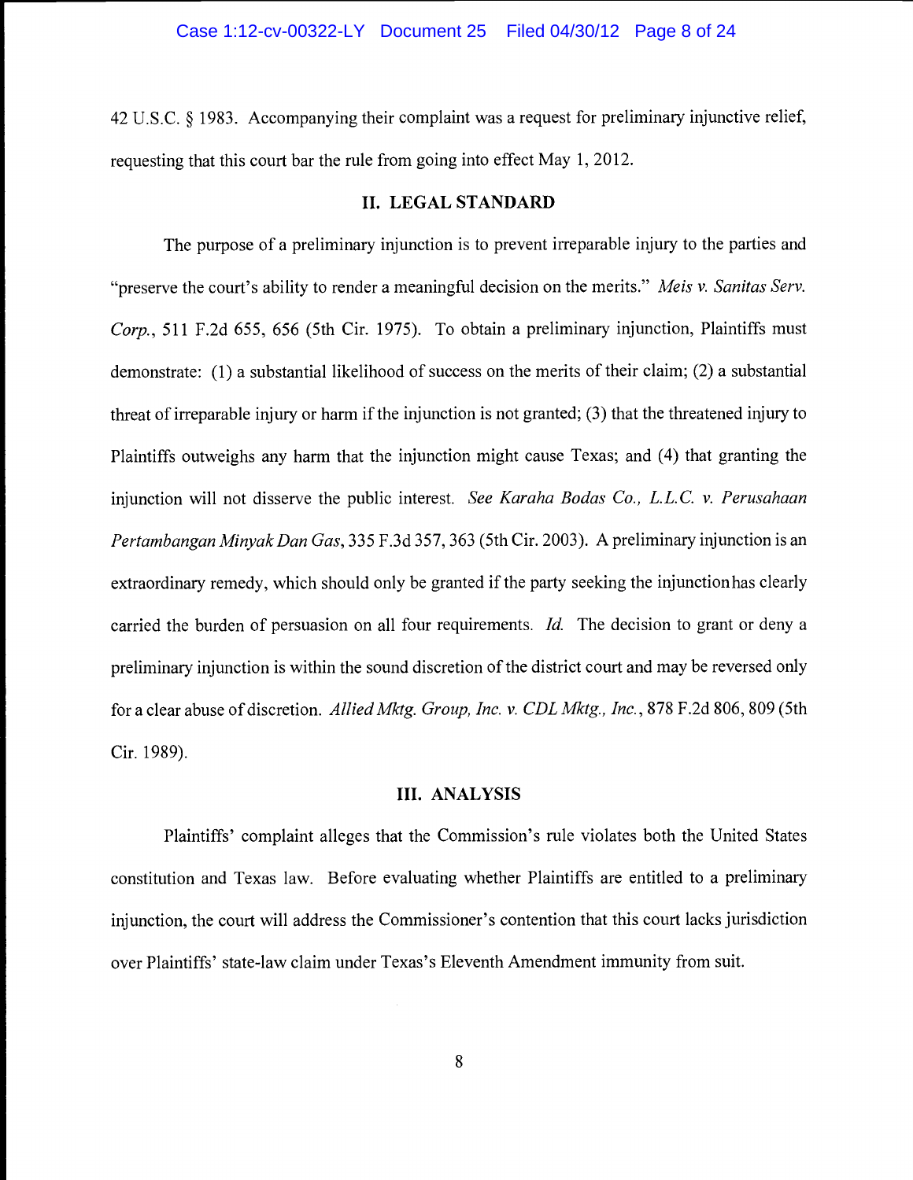42 U.S.C. § 1983. Accompanying their complaint was a request for preliminary injunctive relief, requesting that this court bar the rule from going into effect May 1, 2012.

## II. LEGAL STANDARD

The purpose of a preliminary injunction is to prevent irreparable injury to the parties and "preserve the court's ability to render a meaningful decision on the merits." *Meis v. Sanitas Serv. Corp.*, 511 F.2d 655, 656 (5th Cir. 1975). To obtain a preliminary injunction, Plaintiffs must demonstrate: (1) a substantial likelihood of success on the merits of their claim; (2) a substantial threat of irreparable injury or harm if the injunction is not granted; (3) that the threatened injury to Plaintiffs outweighs any harm that the injunction might cause Texas; and (4) that granting the injunction will not disserve the public interest. *See Karaha Bodas Co., L.L.C. v. Perusahaan Pertambangan Minyak Dan Gas*, 335 F.3d 357, 363 (5th Cir. 2003). A preliminary injunction is an extraordinary remedy, which should only be granted if the party seeking the injunction has clearly carried the burden of persuasion on all four requirements. *Id.* The decision to grant or deny a preliminary injunction is within the sound discretion of the district court and may be reversed only for a clear abuse of discretion. *Allied Mktg. Group, Inc. v. CDL Mktg., Inc.*, 878 F.2d 806, 809 (5th Cir. 1989).

## III. ANALYSIS

Plaintiffs' complaint alleges that the Commission's rule violates both the United States constitution and Texas law. Before evaluating whether Plaintiffs are entitled to a preliminary injunction, the court will address the Commissioner's contention that this court lacks jurisdiction over Plaintiffs' state-law claim under Texas's Eleventh Amendment immunity from suit.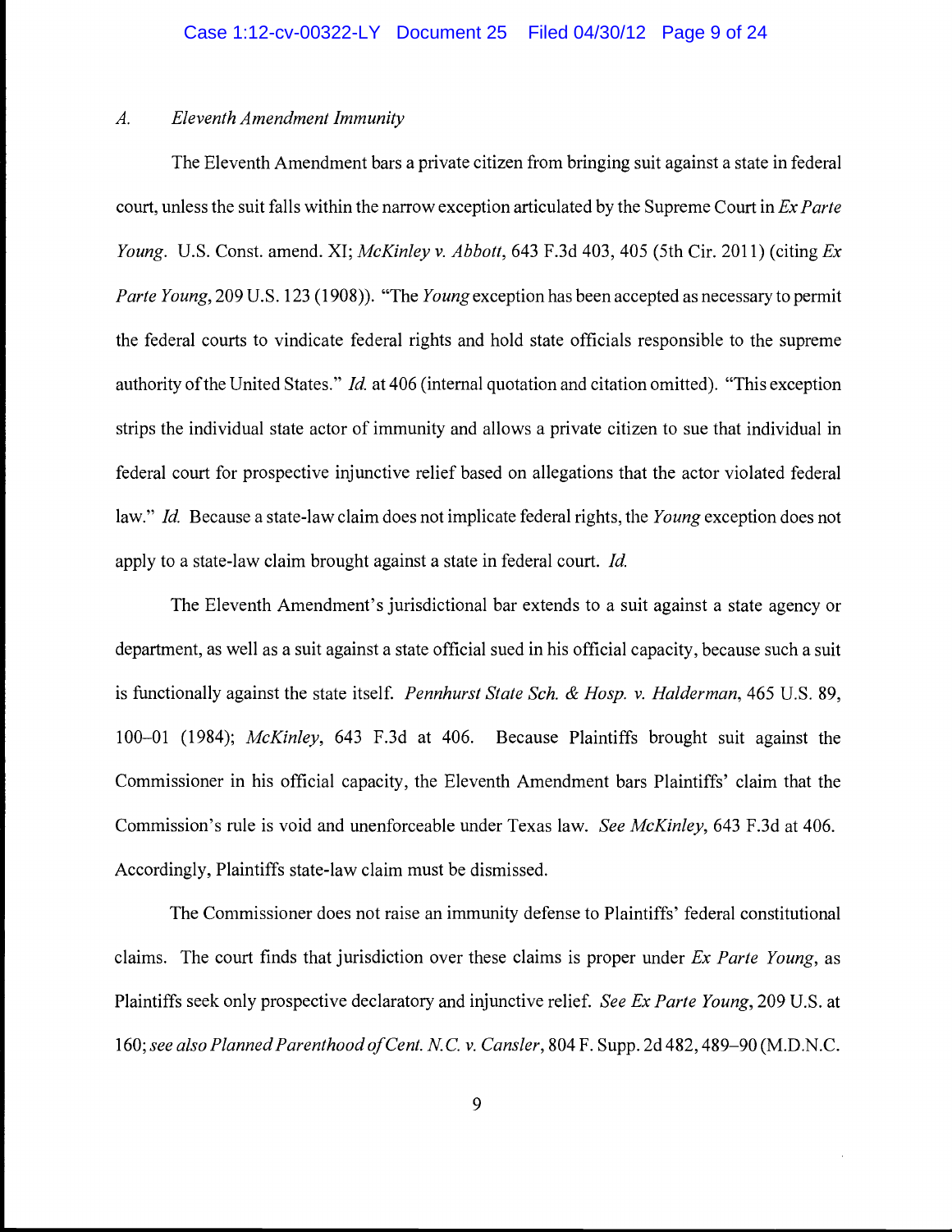### *A. Eleventh Amendment Immunity*

The Eleventh Amendment bars a private citizen from bringing suit against a state in federal court, unless the suit falls within the narrow exception articulated by the Supreme Court in *Ex Parte Young*. U.S. Const. amend. XI; *McKinley v. Abbott*, 643 F.3d 403, 405 (5th Cir. 2011) (citing *Ex Parte Young*, 209 U.S. 123 (1908)). "The *Young* exception has been accepted as necessary to permit the federal courts to vindicate federal rights and hold state officials responsible to the supreme authority of the United States." *Id.* at 406 (internal quotation and citation omitted). "This exception strips the individual state actor of immunity and allows a private citizen to sue that individual in federal court for prospective injunctive relief based on allegations that the actor violated federal law." *Id.* Because a state-law claim does not implicate federal rights, the *Young* exception does not apply to a state-law claim brought against a state in federal court. *Id.*

The Eleventh Amendment's jurisdictional bar extends to a suit against a state agency or department, as well as a suit against a state official sued in his official capacity, because such a suit is functionally against the state itself. *Pennhurst State Sch. & Hosp. v. Halderman*, 465 U.S. 89, 100–01 (1984); *McKinley*, 643 F.3d at 406. Because Plaintiffs brought suit against the Commissioner in his official capacity, the Eleventh Amendment bars Plaintiffs' claim that the Commission's rule is void and unenforceable under Texas law. *See McKinley*, 643 F.3d at 406. Accordingly, Plaintiffs state-law claim must be dismissed.

The Commissioner does not raise an immunity defense to Plaintiffs' federal constitutional claims. The court finds that jurisdiction over these claims is proper under *Ex Parte Young*, as Plaintiffs seek only prospective declaratory and injunctive relief. *See Ex Parte Young*, 209 U.S. at 160; *see also Planned Parenthood of Cent. N.C. v. Cansler*, 804 F. Supp. 2d 482, 489–90 (M.D.N.C.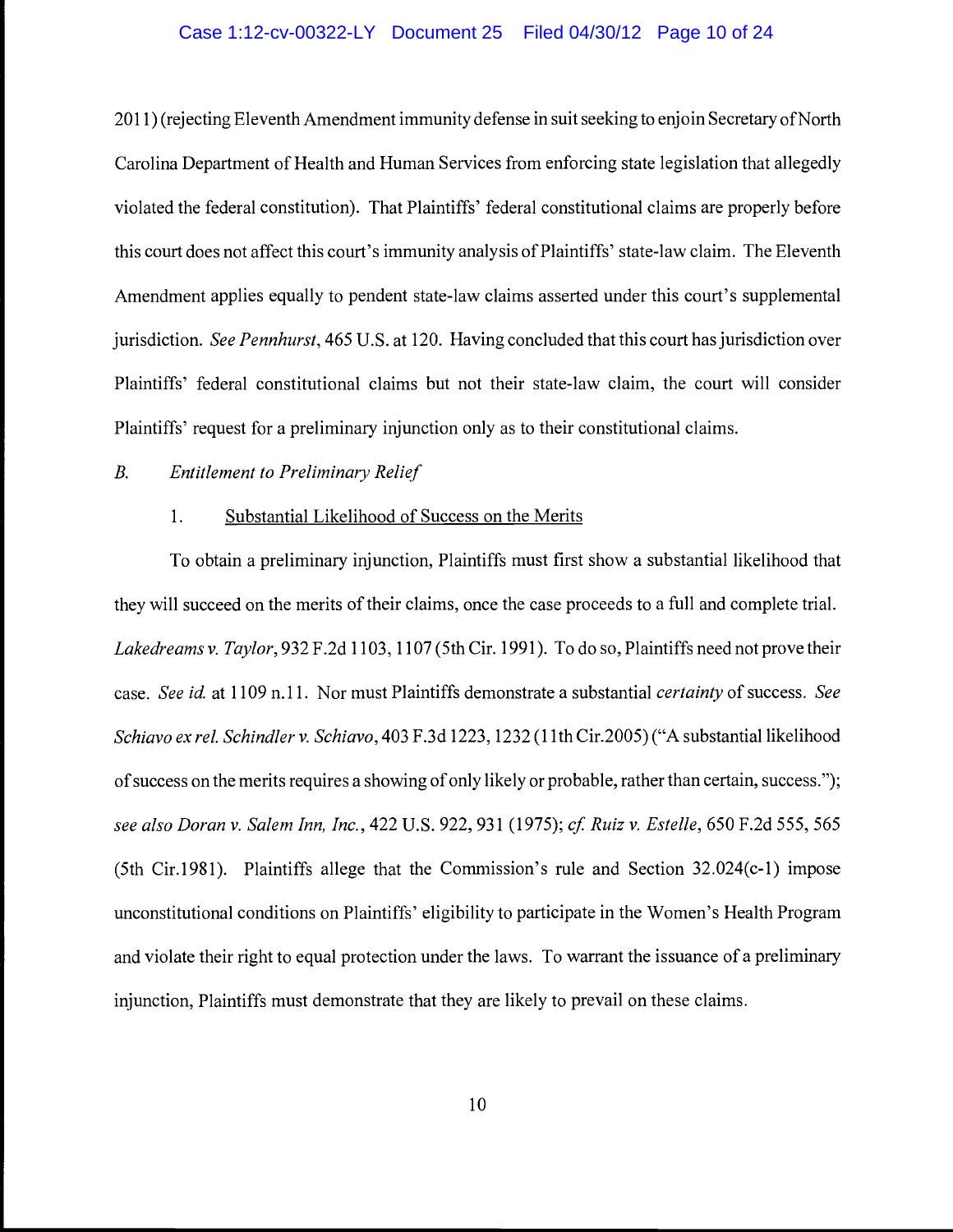2011) (rejecting Eleventh Amendment immunity defense in suit seeking to enjoin Secretary of North Carolina Department of Health and Human Services from enforcing state legislation that allegedly violated the federal constitution). That Plaintiffs' federal constitutional claims are properly before this court does not affect this court's immunity analysis of Plaintiffs' state-law claim. The Eleventh Amendment applies equally to pendent state-law claims asserted under this court's supplemental jurisdiction. *See Pennhurst*, 465 U.S. at 120. Having concluded that this court has jurisdiction over Plaintiffs' federal constitutional claims but not their state-law claim, the court will consider Plaintiffs' request for a preliminary injunction only as to their constitutional claims.

*B. Entitlement to Preliminary Relief*

1. <u>Substantial Likelihood of Success on the Merits</u>

To obtain a preliminary injunction, Plaintiffs must first show a substantial likelihood that they will succeed on the merits of their claims, once the case proceeds to a full and complete trial. *Lakedreams v. Taylor*, 932 F.2d 1103, 1107 (5th Cir. 1991). To do so, Plaintiffs need not prove their case. *See id.* at 1109 n.11. Nor must Plaintiffs demonstrate a substantial *certainty* of success. *See Schiavo ex rel. Schindler v. Schiavo*, 403 F.3d 1223, 1232 (11th Cir.2005) ("A substantial likelihood of success on the merits requires a showing of only likely or probable, rather than certain, success."); *see also Doran v. Salem Inn, Inc.*, 422 U.S. 922, 931 (1975); *cf. Ruiz v. Estelle*, 650 F.2d 555, 565 (5th Cir.1981). Plaintiffs allege that the Commission's rule and Section 32.024(c-1) impose unconstitutional conditions on Plaintiffs' eligibility to participate in the Women's Health Program and violate their right to equal protection under the laws. To warrant the issuance of a preliminary injunction, Plaintiffs must demonstrate that they are likely to prevail on these claims.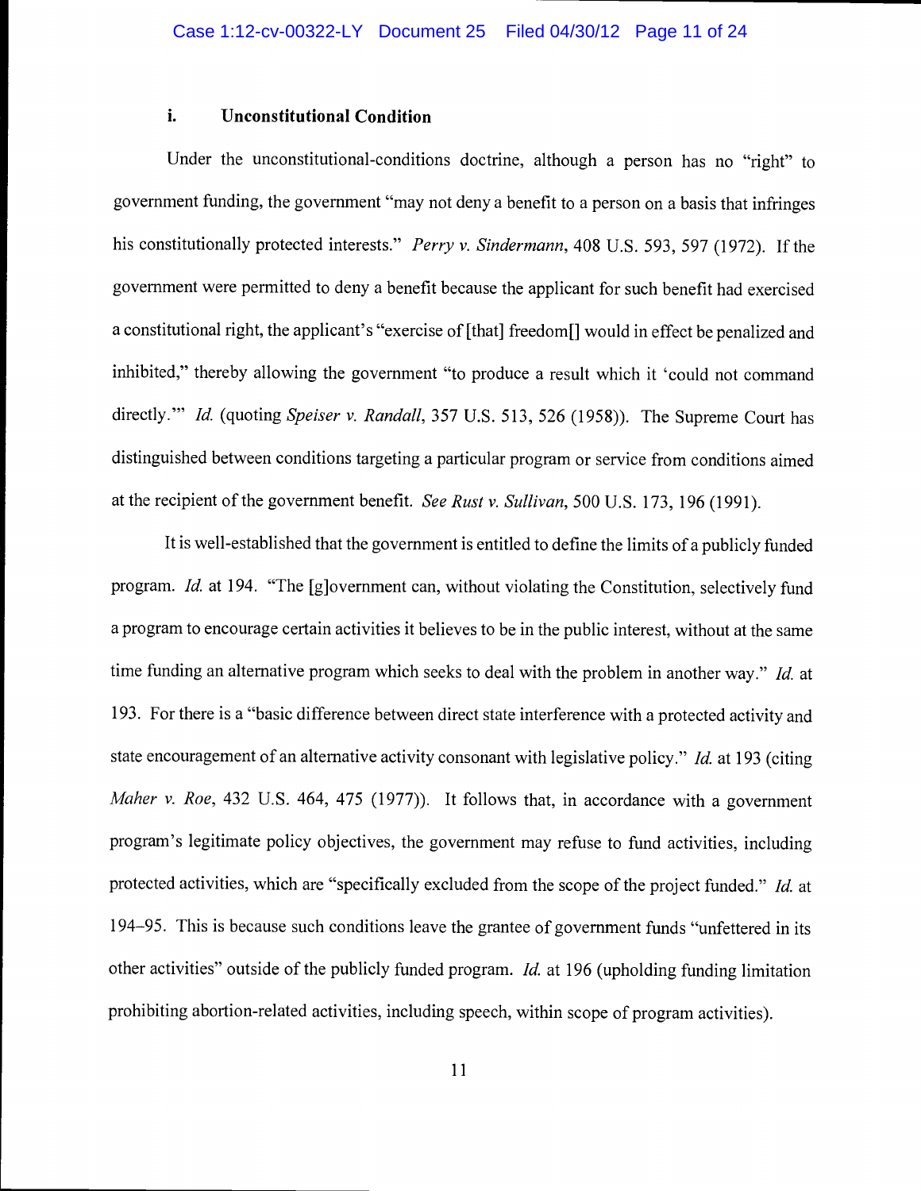### i. Unconstitutional Condition

Under the unconstitutional-conditions doctrine, although a person has no "right" to government funding, the government "may not deny a benefit to a person on a basis that infringes his constitutionally protected interests." *Perry v. Sindermann*, 408 U.S. 593, 597 (1972). If the government were permitted to deny a benefit because the applicant for such benefit had exercised a constitutional right, the applicant's "exercise of [that] freedom[] would in effect be penalized and inhibited," thereby allowing the government "to produce a result which it 'could not command directly.'" *Id.* (quoting *Speiser v. Randall*, 357 U.S. 513, 526 (1958)). The Supreme Court has distinguished between conditions targeting a particular program or service from conditions aimed at the recipient of the government benefit. *See Rust v. Sullivan*, 500 U.S. 173, 196 (1991).

It is well-established that the government is entitled to define the limits of a publicly funded program. *Id.* at 194. "The [g]overnment can, without violating the Constitution, selectively fund a program to encourage certain activities it believes to be in the public interest, without at the same time funding an alternative program which seeks to deal with the problem in another way." *Id.* at 193. For there is a "basic difference between direct state interference with a protected activity and state encouragement of an alternative activity consonant with legislative policy." *Id.* at 193 (citing *Maher v. Roe*, 432 U.S. 464, 475 (1977)). It follows that, in accordance with a government program's legitimate policy objectives, the government may refuse to fund activities, including protected activities, which are "specifically excluded from the scope of the project funded." *Id.* at 194–95. This is because such conditions leave the grantee of government funds "unfettered in its other activities" outside of the publicly funded program. *Id.* at 196 (upholding funding limitation prohibiting abortion-related activities, including speech, within scope of program activities).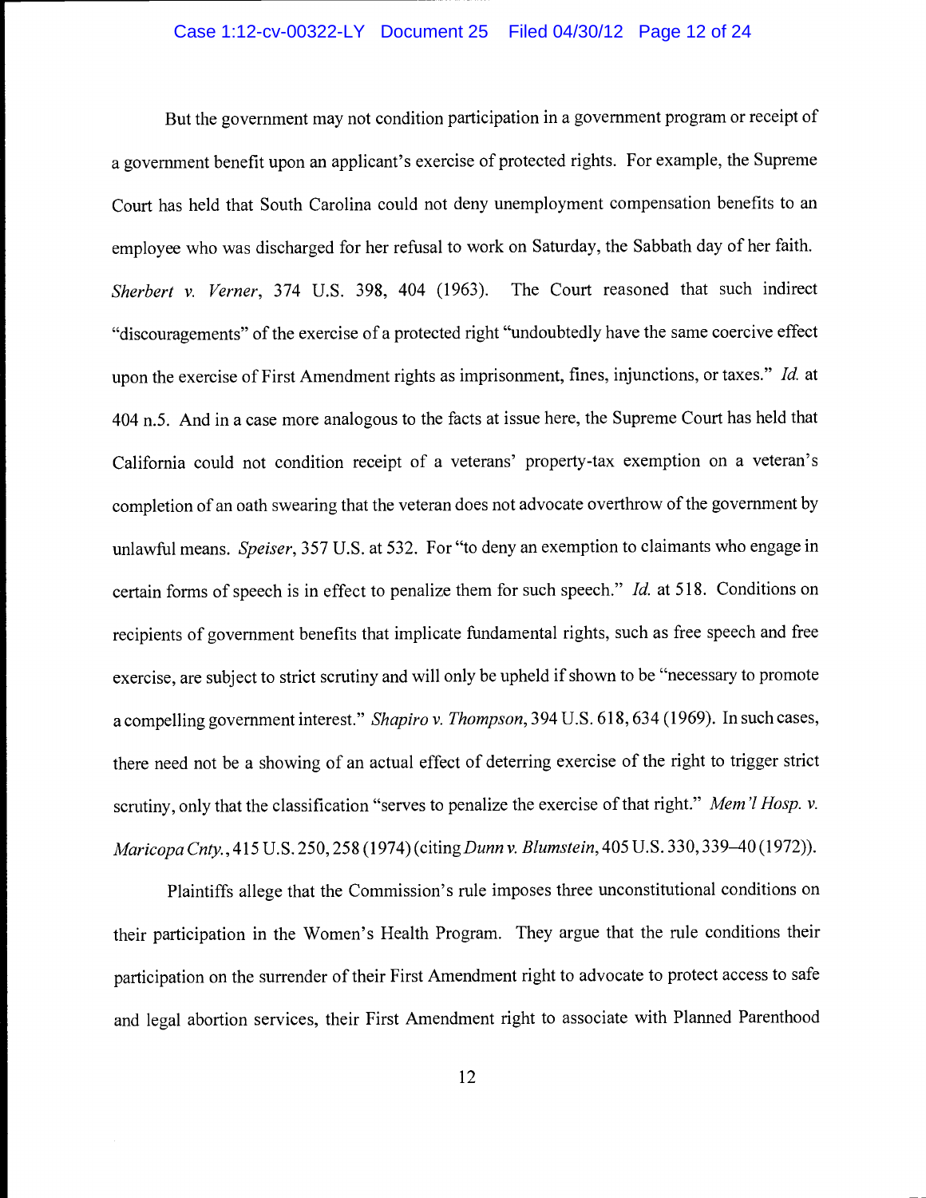But the government may not condition participation in a government program or receipt of a government benefit upon an applicant's exercise of protected rights. For example, the Supreme Court has held that South Carolina could not deny unemployment compensation benefits to an employee who was discharged for her refusal to work on Saturday, the Sabbath day of her faith. *Sherbert v. Verner*, 374 U.S. 398, 404 (1963). The Court reasoned that such indirect "discouragements" of the exercise of a protected right "undoubtedly have the same coercive effect upon the exercise of First Amendment rights as imprisonment, fines, injunctions, or taxes." *Id.* at 404 n.5. And in a case more analogous to the facts at issue here, the Supreme Court has held that California could not condition receipt of a veterans' property-tax exemption on a veteran's completion of an oath swearing that the veteran does not advocate overthrow of the government by unlawful means. *Speiser*, 357 U.S. at 532. For "to deny an exemption to claimants who engage in certain forms of speech is in effect to penalize them for such speech." *Id.* at 518. Conditions on recipients of government benefits that implicate fundamental rights, such as free speech and free exercise, are subject to strict scrutiny and will only be upheld if shown to be "necessary to promote a compelling government interest." *Shapiro v. Thompson*, 394 U.S. 618, 634 (1969). In such cases, there need not be a showing of an actual effect of deterring exercise of the right to trigger strict scrutiny, only that the classification "serves to penalize the exercise of that right." *Mem'l Hosp. v. Maricopa Cnty.*, 415 U.S. 250, 258 (1974) (citing *Dunn v. Blumstein*, 405 U.S. 330, 339–40 (1972)).

Plaintiffs allege that the Commission's rule imposes three unconstitutional conditions on their participation in the Women's Health Program. They argue that the rule conditions their participation on the surrender of their First Amendment right to advocate to protect access to safe and legal abortion services, their First Amendment right to associate with Planned Parenthood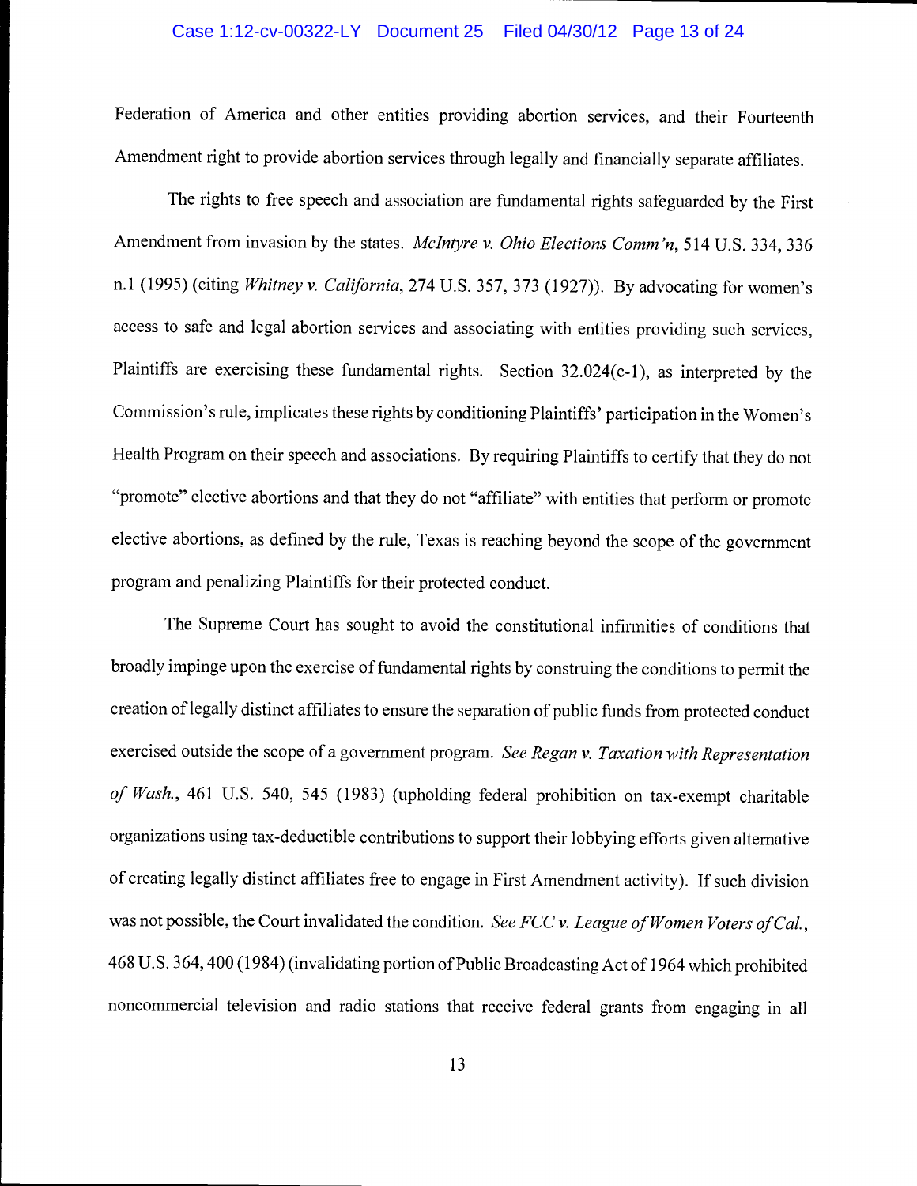Federation of America and other entities providing abortion services, and their Fourteenth Amendment right to provide abortion services through legally and financially separate affiliates.

The rights to free speech and association are fundamental rights safeguarded by the First Amendment from invasion by the states. *McIntyre v. Ohio Elections Comm'n*, 514 U.S. 334, 336 n.1 (1995) (citing *Whitney v. California*, 274 U.S. 357, 373 (1927)). By advocating for women's access to safe and legal abortion services and associating with entities providing such services, Plaintiffs are exercising these fundamental rights. Section 32.024(c-1), as interpreted by the Commission's rule, implicates these rights by conditioning Plaintiffs' participation in the Women's Health Program on their speech and associations. By requiring Plaintiffs to certify that they do not "promote" elective abortions and that they do not "affiliate" with entities that perform or promote elective abortions, as defined by the rule, Texas is reaching beyond the scope of the government program and penalizing Plaintiffs for their protected conduct.

The Supreme Court has sought to avoid the constitutional infirmities of conditions that broadly impinge upon the exercise of fundamental rights by construing the conditions to permit the creation of legally distinct affiliates to ensure the separation of public funds from protected conduct exercised outside the scope of a government program. *See Regan v. Taxation with Representation of Wash.*, 461 U.S. 540, 545 (1983) (upholding federal prohibition on tax-exempt charitable organizations using tax-deductible contributions to support their lobbying efforts given alternative of creating legally distinct affiliates free to engage in First Amendment activity). If such division was not possible, the Court invalidated the condition. *See FCC v. League of Women Voters of Cal.*, 468 U.S. 364, 400 (1984) (invalidating portion of Public Broadcasting Act of 1964 which prohibited noncommercial television and radio stations that receive federal grants from engaging in all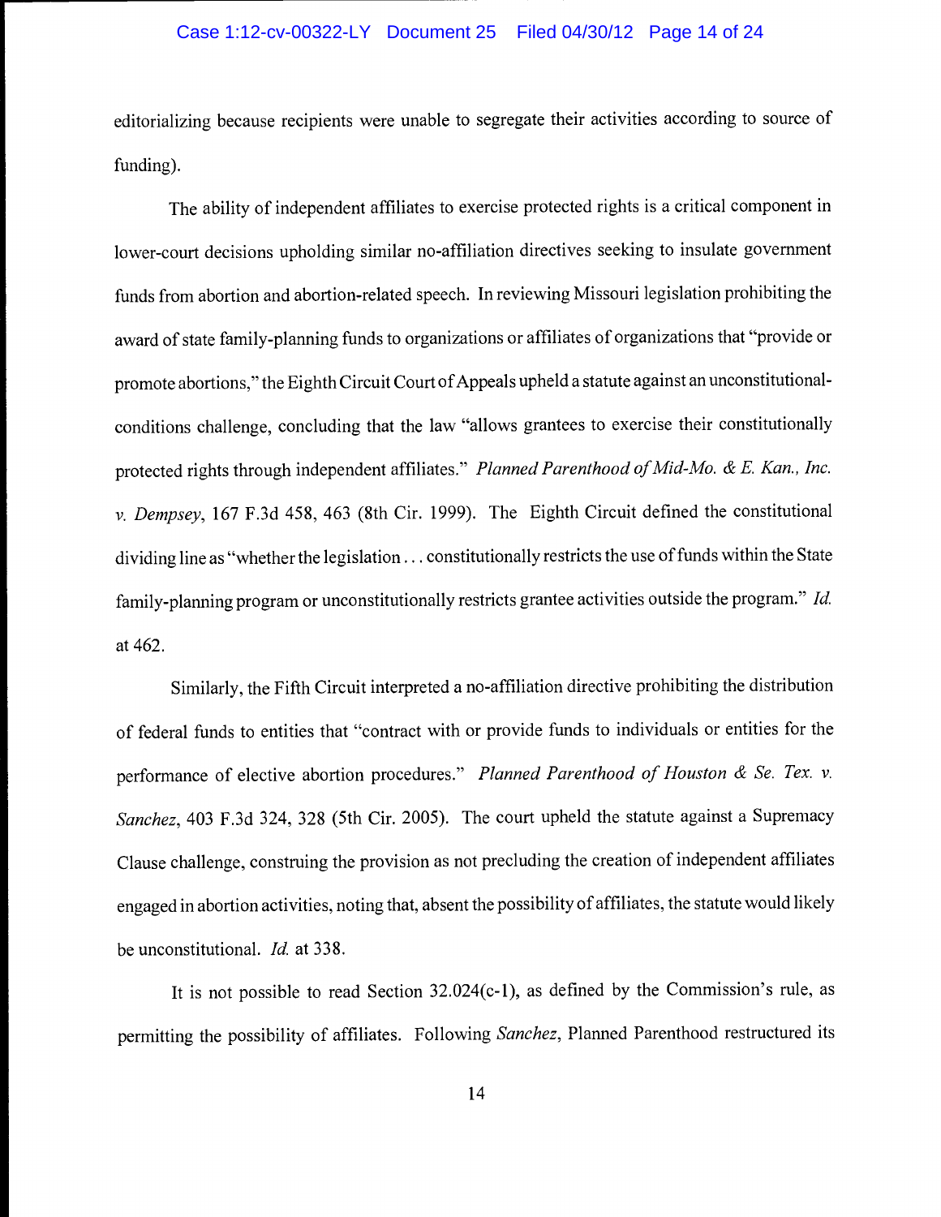editorializing because recipients were unable to segregate their activities according to source of funding).

The ability of independent affiliates to exercise protected rights is a critical component in lower-court decisions upholding similar no-affiliation directives seeking to insulate government funds from abortion and abortion-related speech. In reviewing Missouri legislation prohibiting the award of state family-planning funds to organizations or affiliates of organizations that "provide or promote abortions," the Eighth Circuit Court of Appeals upheld a statute against an unconstitutional-conditions challenge, concluding that the law "allows grantees to exercise their constitutionally protected rights through independent affiliates." *Planned Parenthood of Mid-Mo. & E. Kan., Inc. v. Dempsey*, 167 F.3d 458, 463 (8th Cir. 1999). The Eighth Circuit defined the constitutional dividing line as "whether the legislation . . . constitutionally restricts the use of funds within the State family-planning program or unconstitutionally restricts grantee activities outside the program." *Id.* at 462.

Similarly, the Fifth Circuit interpreted a no-affiliation directive prohibiting the distribution of federal funds to entities that "contract with or provide funds to individuals or entities for the performance of elective abortion procedures." *Planned Parenthood of Houston & Se. Tex. v. Sanchez*, 403 F.3d 324, 328 (5th Cir. 2005). The court upheld the statute against a Supremacy Clause challenge, construing the provision as not precluding the creation of independent affiliates engaged in abortion activities, noting that, absent the possibility of affiliates, the statute would likely be unconstitutional. *Id.* at 338.

It is not possible to read Section 32.024(c-1), as defined by the Commission's rule, as permitting the possibility of affiliates. Following *Sanchez*, Planned Parenthood restructured its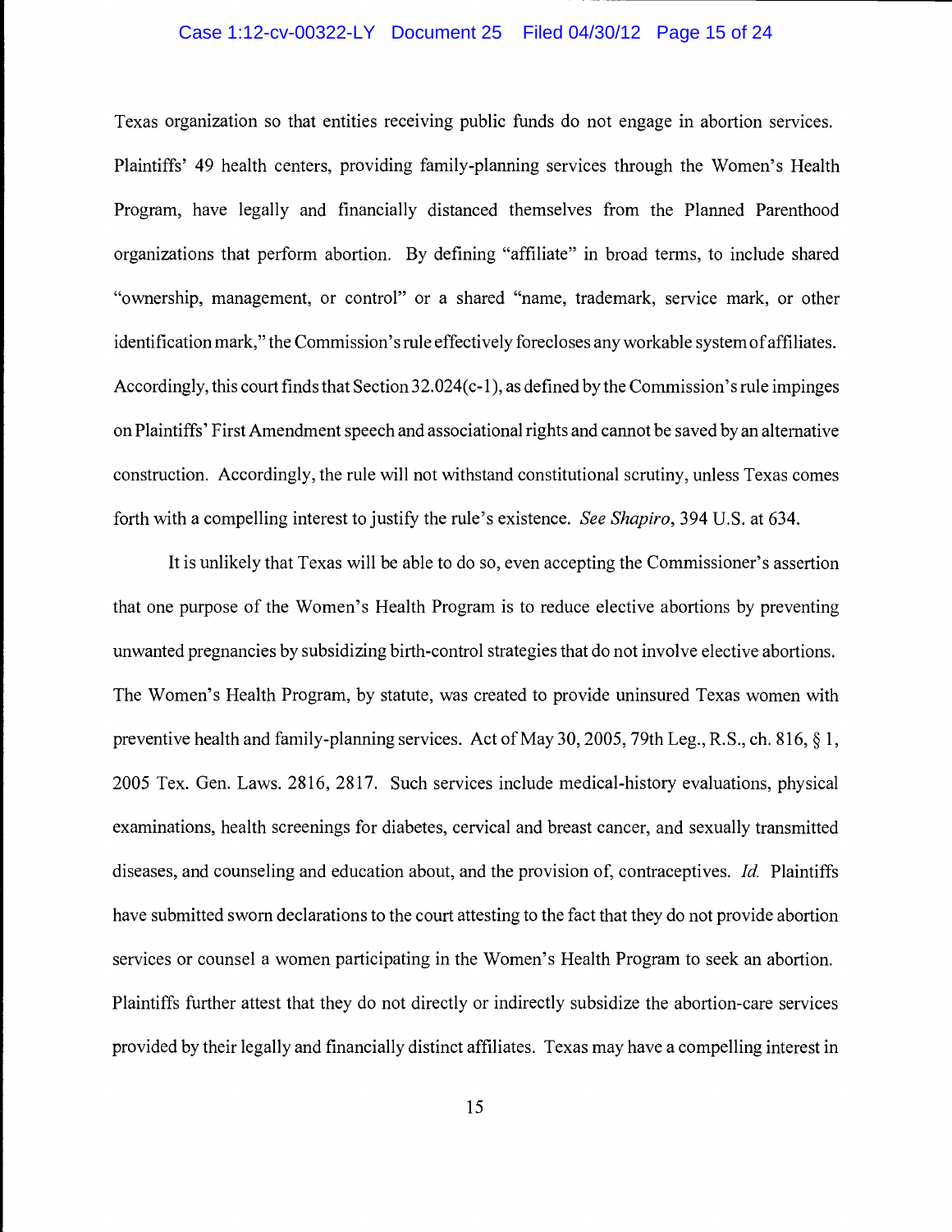Texas organization so that entities receiving public funds do not engage in abortion services. Plaintiffs' 49 health centers, providing family-planning services through the Women's Health Program, have legally and financially distanced themselves from the Planned Parenthood organizations that perform abortion. By defining "affiliate" in broad terms, to include shared "ownership, management, or control" or a shared "name, trademark, service mark, or other identification mark," the Commission's rule effectively forecloses any workable system of affiliates. Accordingly, this court finds that Section 32.024(c-1), as defined by the Commission's rule impinges on Plaintiffs' First Amendment speech and associational rights and cannot be saved by an alternative construction. Accordingly, the rule will not withstand constitutional scrutiny, unless Texas comes forth with a compelling interest to justify the rule's existence. *See Shapiro*, 394 U.S. at 634.

It is unlikely that Texas will be able to do so, even accepting the Commissioner's assertion that one purpose of the Women's Health Program is to reduce elective abortions by preventing unwanted pregnancies by subsidizing birth-control strategies that do not involve elective abortions. The Women's Health Program, by statute, was created to provide uninsured Texas women with preventive health and family-planning services. Act of May 30, 2005, 79th Leg., R.S., ch. 816, § 1, 2005 Tex. Gen. Laws. 2816, 2817. Such services include medical-history evaluations, physical examinations, health screenings for diabetes, cervical and breast cancer, and sexually transmitted diseases, and counseling and education about, and the provision of, contraceptives. *Id.* Plaintiffs have submitted sworn declarations to the court attesting to the fact that they do not provide abortion services or counsel a women participating in the Women's Health Program to seek an abortion. Plaintiffs further attest that they do not directly or indirectly subsidize the abortion-care services provided by their legally and financially distinct affiliates. Texas may have a compelling interest in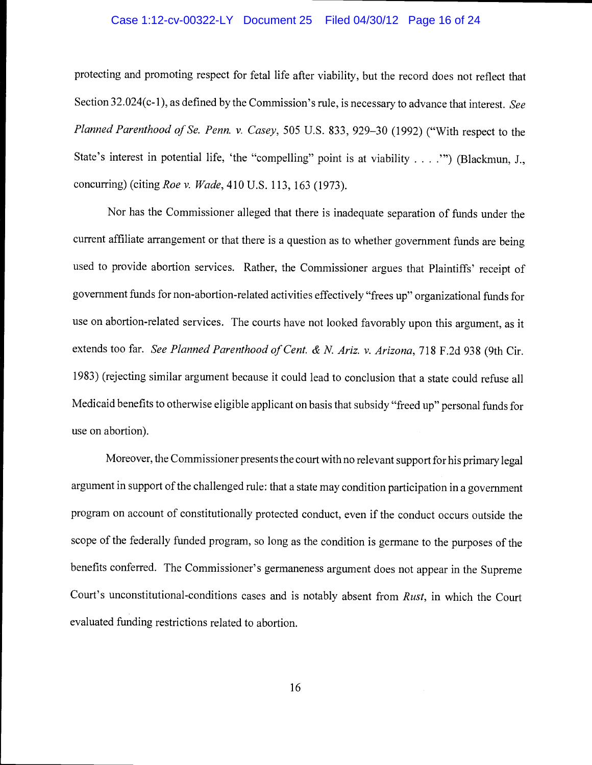protecting and promoting respect for fetal life after viability, but the record does not reflect that Section 32.024(c-1), as defined by the Commission's rule, is necessary to advance that interest. *See Planned Parenthood of Se. Penn. v. Casey*, 505 U.S. 833, 929–30 (1992) ("With respect to the State's interest in potential life, 'the "compelling" point is at viability . . . .'") (Blackmun, J., concurring) (citing *Roe v. Wade*, 410 U.S. 113, 163 (1973).

Nor has the Commissioner alleged that there is inadequate separation of funds under the current affiliate arrangement or that there is a question as to whether government funds are being used to provide abortion services. Rather, the Commissioner argues that Plaintiffs' receipt of government funds for non-abortion-related activities effectively "frees up" organizational funds for use on abortion-related services. The courts have not looked favorably upon this argument, as it extends too far. *See Planned Parenthood of Cent. & N. Ariz. v. Arizona*, 718 F.2d 938 (9th Cir. 1983) (rejecting similar argument because it could lead to conclusion that a state could refuse all Medicaid benefits to otherwise eligible applicant on basis that subsidy "freed up" personal funds for use on abortion).

Moreover, the Commissioner presents the court with no relevant support for his primary legal argument in support of the challenged rule: that a state may condition participation in a government program on account of constitutionally protected conduct, even if the conduct occurs outside the scope of the federally funded program, so long as the condition is germane to the purposes of the benefits conferred. The Commissioner's germaneness argument does not appear in the Supreme Court's unconstitutional-conditions cases and is notably absent from *Rust*, in which the Court evaluated funding restrictions related to abortion.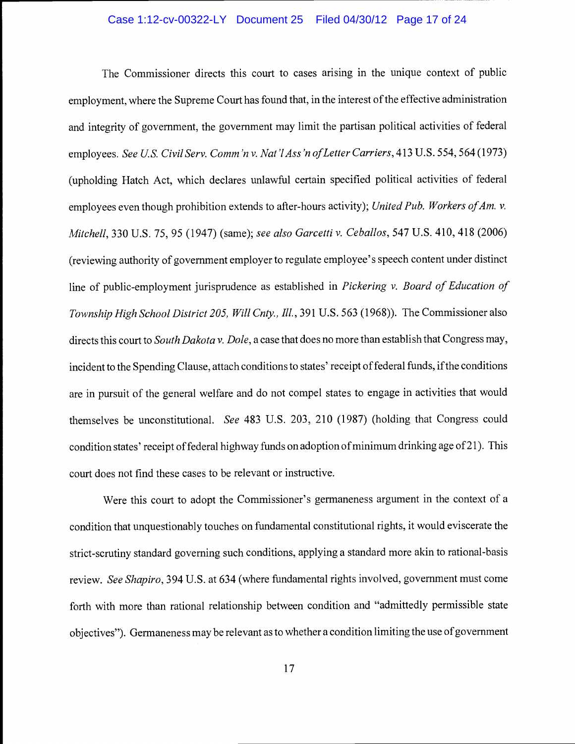The Commissioner directs this court to cases arising in the unique context of public employment, where the Supreme Court has found that, in the interest of the effective administration and integrity of government, the government may limit the partisan political activities of federal employees. *See U.S. Civil Serv. Comm'n v. Nat'l Ass'n of Letter Carriers*, 413 U.S. 554, 564 (1973) (upholding Hatch Act, which declares unlawful certain specified political activities of federal employees even though prohibition extends to after-hours activity); *United Pub. Workers of Am. v. Mitchell*, 330 U.S. 75, 95 (1947) (same); *see also Garcetti v. Ceballos*, 547 U.S. 410, 418 (2006) (reviewing authority of government employer to regulate employee's speech content under distinct line of public-employment jurisprudence as established in *Pickering v. Board of Education of Township High School District 205, Will Cnty., Ill.*, 391 U.S. 563 (1968)). The Commissioner also directs this court to *South Dakota v. Dole*, a case that does no more than establish that Congress may, incident to the Spending Clause, attach conditions to states' receipt of federal funds, if the conditions are in pursuit of the general welfare and do not compel states to engage in activities that would themselves be unconstitutional. *See* 483 U.S. 203, 210 (1987) (holding that Congress could condition states' receipt of federal highway funds on adoption of minimum drinking age of 21). This court does not find these cases to be relevant or instructive.

Were this court to adopt the Commissioner's germaneness argument in the context of a condition that unquestionably touches on fundamental constitutional rights, it would eviscerate the strict-scrutiny standard governing such conditions, applying a standard more akin to rational-basis review. *See Shapiro*, 394 U.S. at 634 (where fundamental rights involved, government must come forth with more than rational relationship between condition and "admittedly permissible state objectives"). Germaneness may be relevant as to whether a condition limiting the use of government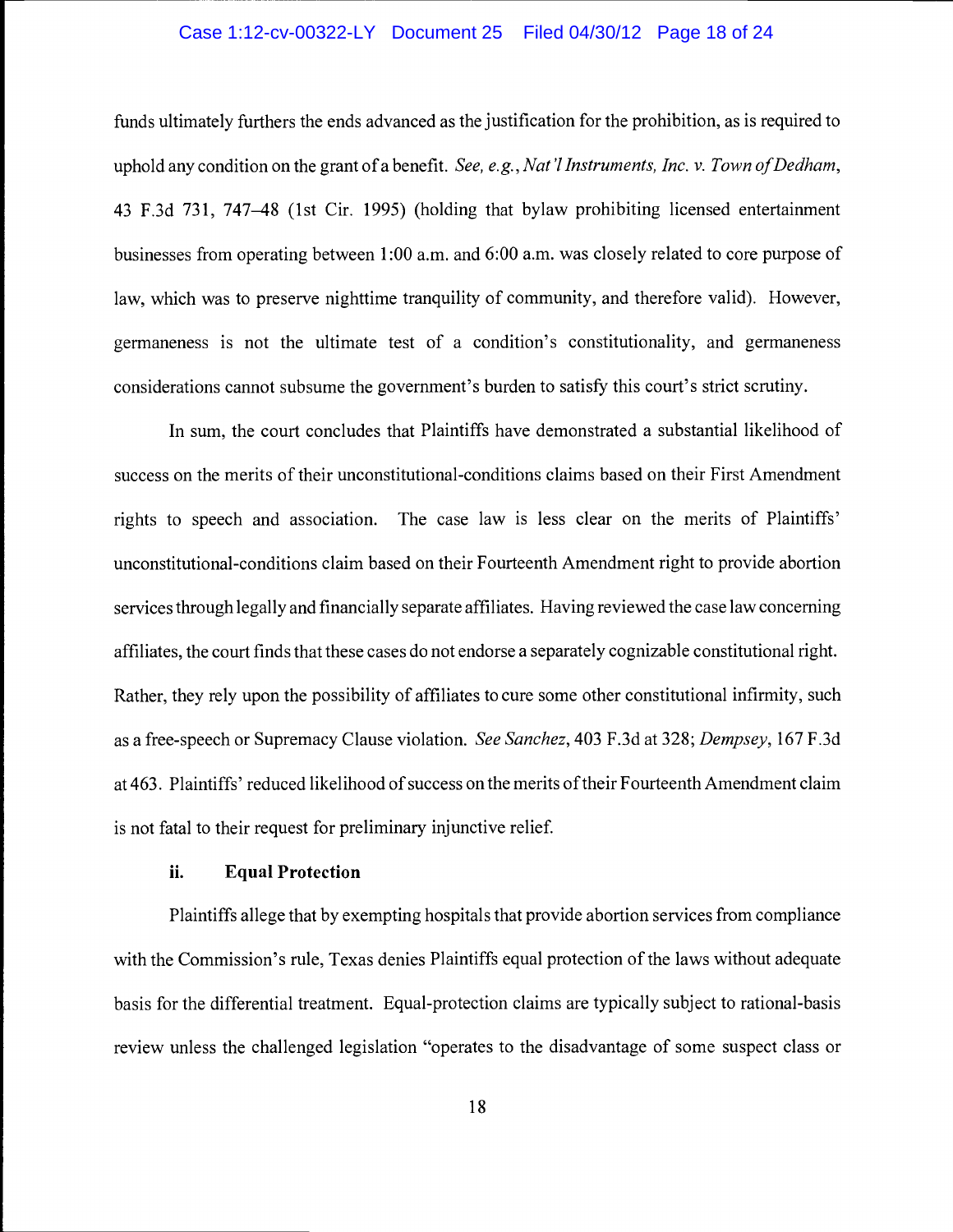funds ultimately furthers the ends advanced as the justification for the prohibition, as is required to uphold any condition on the grant of a benefit. *See, e.g., Nat'l Instruments, Inc. v. Town of Dedham*, 43 F.3d 731, 747–48 (1st Cir. 1995) (holding that bylaw prohibiting licensed entertainment businesses from operating between 1:00 a.m. and 6:00 a.m. was closely related to core purpose of law, which was to preserve nighttime tranquility of community, and therefore valid). However, germaneness is not the ultimate test of a condition's constitutionality, and germaneness considerations cannot subsume the government's burden to satisfy this court's strict scrutiny.

In sum, the court concludes that Plaintiffs have demonstrated a substantial likelihood of success on the merits of their unconstitutional-conditions claims based on their First Amendment rights to speech and association. The case law is less clear on the merits of Plaintiffs' unconstitutional-conditions claim based on their Fourteenth Amendment right to provide abortion services through legally and financially separate affiliates. Having reviewed the case law concerning affiliates, the court finds that these cases do not endorse a separately cognizable constitutional right. Rather, they rely upon the possibility of affiliates to cure some other constitutional infirmity, such as a free-speech or Supremacy Clause violation. *See Sanchez*, 403 F.3d at 328; *Dempsey*, 167 F.3d at 463. Plaintiffs' reduced likelihood of success on the merits of their Fourteenth Amendment claim is not fatal to their request for preliminary injunctive relief.

### ii. Equal Protection

Plaintiffs allege that by exempting hospitals that provide abortion services from compliance with the Commission's rule, Texas denies Plaintiffs equal protection of the laws without adequate basis for the differential treatment. Equal-protection claims are typically subject to rational-basis review unless the challenged legislation "operates to the disadvantage of some suspect class or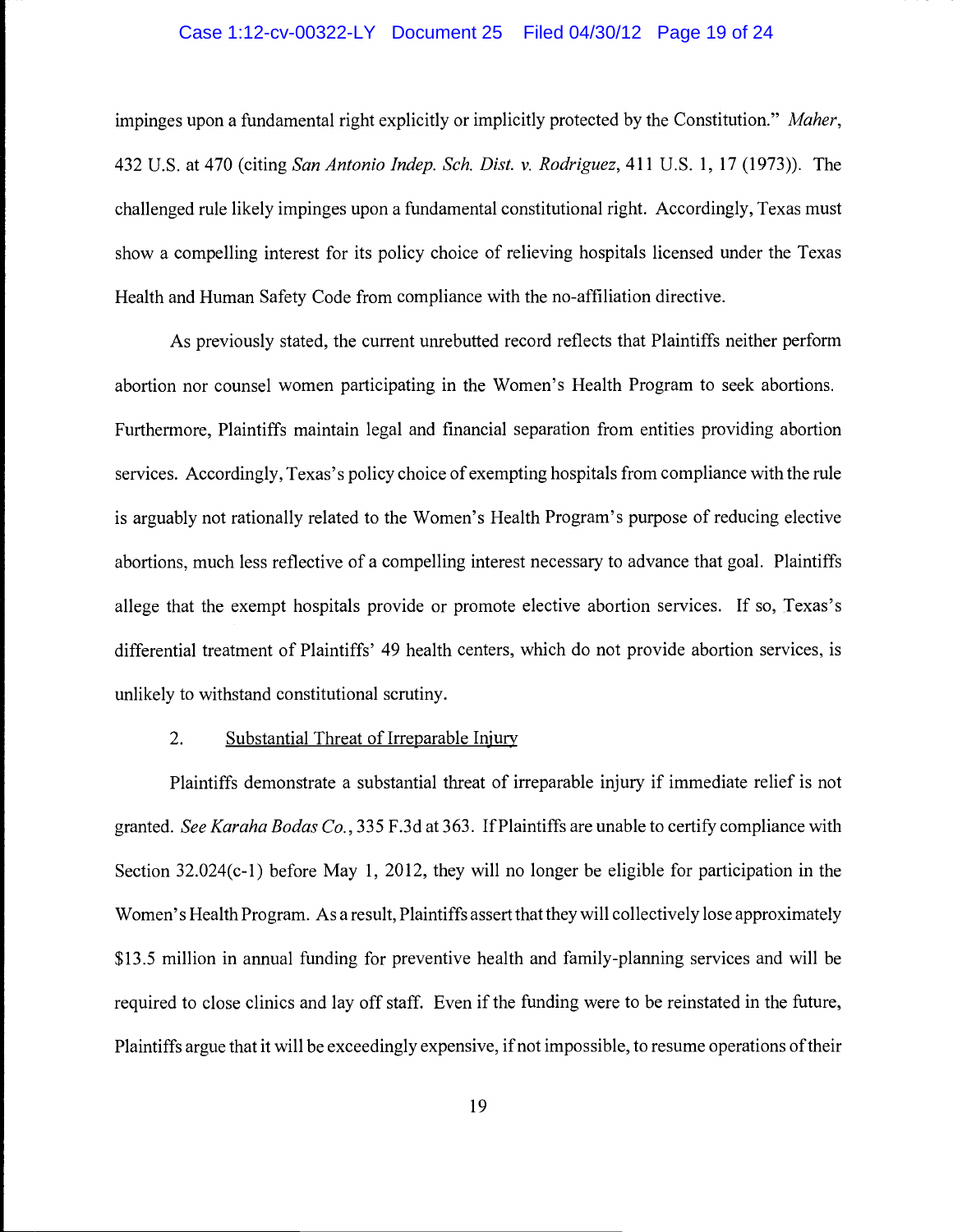impinges upon a fundamental right explicitly or implicitly protected by the Constitution." *Maher*, 432 U.S. at 470 (citing *San Antonio Indep. Sch. Dist. v. Rodriguez*, 411 U.S. 1, 17 (1973)). The challenged rule likely impinges upon a fundamental constitutional right. Accordingly, Texas must show a compelling interest for its policy choice of relieving hospitals licensed under the Texas Health and Human Safety Code from compliance with the no-affiliation directive.

As previously stated, the current unrebutted record reflects that Plaintiffs neither perform abortion nor counsel women participating in the Women's Health Program to seek abortions. Furthermore, Plaintiffs maintain legal and financial separation from entities providing abortion services. Accordingly, Texas's policy choice of exempting hospitals from compliance with the rule is arguably not rationally related to the Women's Health Program's purpose of reducing elective abortions, much less reflective of a compelling interest necessary to advance that goal. Plaintiffs allege that the exempt hospitals provide or promote elective abortion services. If so, Texas's differential treatment of Plaintiffs' 49 health centers, which do not provide abortion services, is unlikely to withstand constitutional scrutiny.

2. Substantial Threat of Irreparable Injury

Plaintiffs demonstrate a substantial threat of irreparable injury if immediate relief is not granted. *See Karaha Bodas Co.*, 335 F.3d at 363. If Plaintiffs are unable to certify compliance with Section 32.024(c-1) before May 1, 2012, they will no longer be eligible for participation in the Women's Health Program. As a result, Plaintiffs assert that they will collectively lose approximately $13.5 million in annual funding for preventive health and family-planning services and will be required to close clinics and lay off staff. Even if the funding were to be reinstated in the future, Plaintiffs argue that it will be exceedingly expensive, if not impossible, to resume operations of their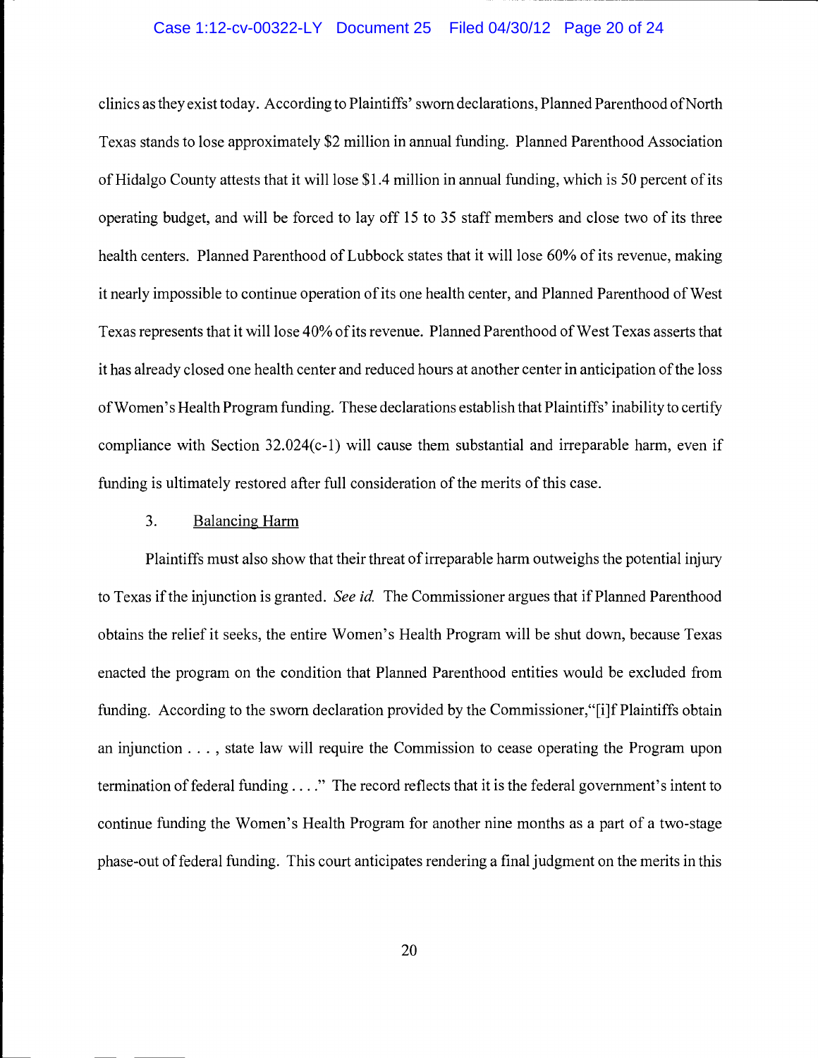clinics as they exist today. According to Plaintiffs' sworn declarations, Planned Parenthood of North Texas stands to lose approximately $2 million in annual funding. Planned Parenthood Association of Hidalgo County attests that it will lose $1.4 million in annual funding, which is 50 percent of its operating budget, and will be forced to lay off 15 to 35 staff members and close two of its three health centers. Planned Parenthood of Lubbock states that it will lose 60% of its revenue, making it nearly impossible to continue operation of its one health center, and Planned Parenthood of West Texas represents that it will lose 40% of its revenue. Planned Parenthood of West Texas asserts that it has already closed one health center and reduced hours at another center in anticipation of the loss of Women's Health Program funding. These declarations establish that Plaintiffs' inability to certify compliance with Section 32.024(c-1) will cause them substantial and irreparable harm, even if funding is ultimately restored after full consideration of the merits of this case.

3. <u>Balancing Harm</u>

Plaintiffs must also show that their threat of irreparable harm outweighs the potential injury to Texas if the injunction is granted. *See id.* The Commissioner argues that if Planned Parenthood obtains the relief it seeks, the entire Women's Health Program will be shut down, because Texas enacted the program on the condition that Planned Parenthood entities would be excluded from funding. According to the sworn declaration provided by the Commissioner, "[i]f Plaintiffs obtain an injunction . . . , state law will require the Commission to cease operating the Program upon termination of federal funding . . . ." The record reflects that it is the federal government's intent to continue funding the Women's Health Program for another nine months as a part of a two-stage phase-out of federal funding. This court anticipates rendering a final judgment on the merits in this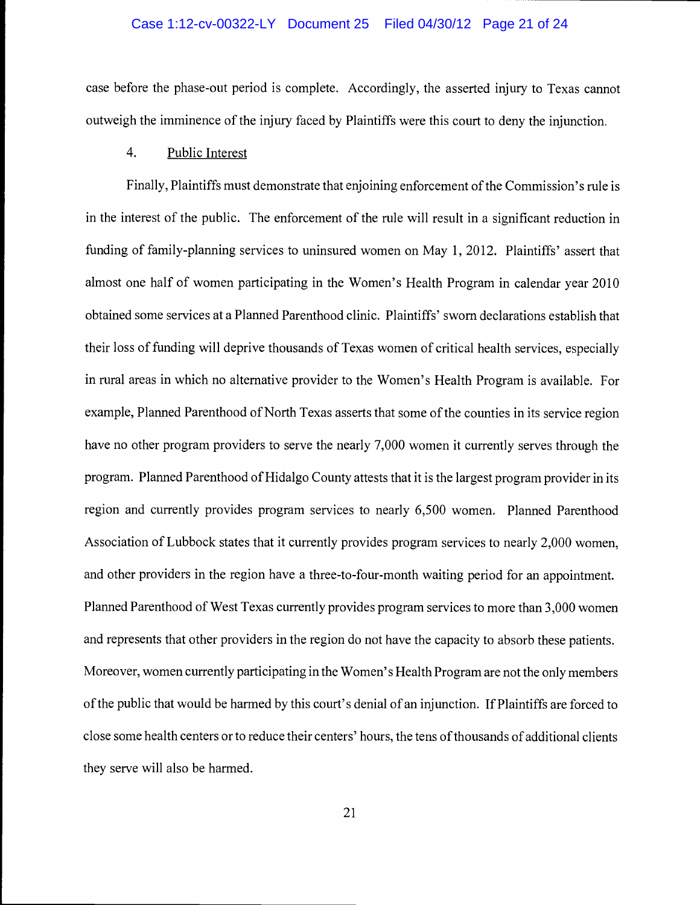case before the phase-out period is complete. Accordingly, the asserted injury to Texas cannot outweigh the imminence of the injury faced by Plaintiffs were this court to deny the injunction.

4. Public Interest

Finally, Plaintiffs must demonstrate that enjoining enforcement of the Commission's rule is in the interest of the public. The enforcement of the rule will result in a significant reduction in funding of family-planning services to uninsured women on May 1, 2012. Plaintiffs' assert that almost one half of women participating in the Women's Health Program in calendar year 2010 obtained some services at a Planned Parenthood clinic. Plaintiffs' sworn declarations establish that their loss of funding will deprive thousands of Texas women of critical health services, especially in rural areas in which no alternative provider to the Women's Health Program is available. For example, Planned Parenthood of North Texas asserts that some of the counties in its service region have no other program providers to serve the nearly 7,000 women it currently serves through the program. Planned Parenthood of Hidalgo County attests that it is the largest program provider in its region and currently provides program services to nearly 6,500 women. Planned Parenthood Association of Lubbock states that it currently provides program services to nearly 2,000 women, and other providers in the region have a three-to-four-month waiting period for an appointment. Planned Parenthood of West Texas currently provides program services to more than 3,000 women and represents that other providers in the region do not have the capacity to absorb these patients. Moreover, women currently participating in the Women's Health Program are not the only members of the public that would be harmed by this court's denial of an injunction. If Plaintiffs are forced to close some health centers or to reduce their centers' hours, the tens of thousands of additional clients they serve will also be harmed.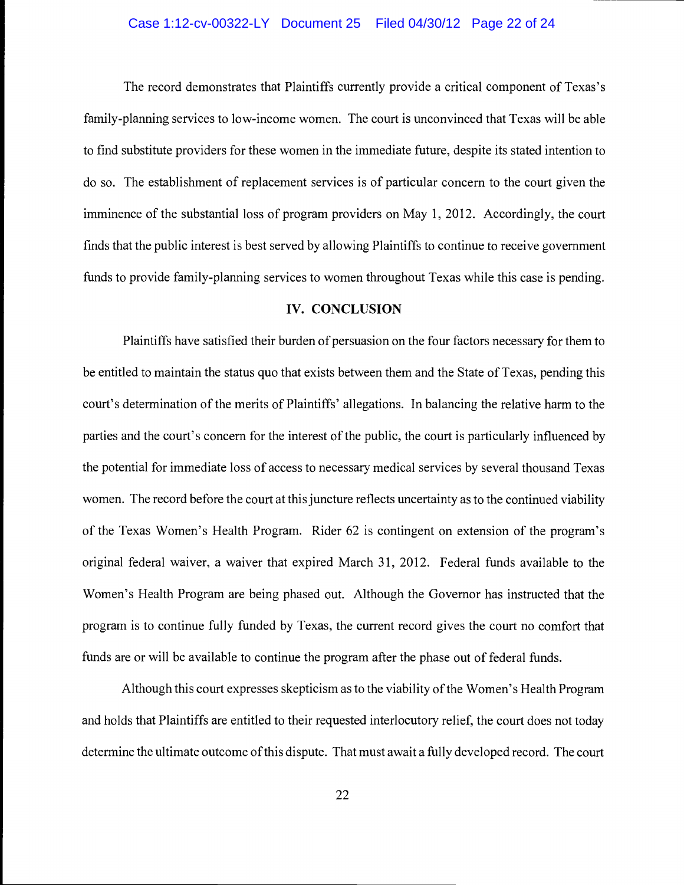The record demonstrates that Plaintiffs currently provide a critical component of Texas's family-planning services to low-income women. The court is unconvinced that Texas will be able to find substitute providers for these women in the immediate future, despite its stated intention to do so. The establishment of replacement services is of particular concern to the court given the imminence of the substantial loss of program providers on May 1, 2012. Accordingly, the court finds that the public interest is best served by allowing Plaintiffs to continue to receive government funds to provide family-planning services to women throughout Texas while this case is pending.

## IV. CONCLUSION

Plaintiffs have satisfied their burden of persuasion on the four factors necessary for them to be entitled to maintain the status quo that exists between them and the State of Texas, pending this court's determination of the merits of Plaintiffs' allegations. In balancing the relative harm to the parties and the court's concern for the interest of the public, the court is particularly influenced by the potential for immediate loss of access to necessary medical services by several thousand Texas women. The record before the court at this juncture reflects uncertainty as to the continued viability of the Texas Women's Health Program. Rider 62 is contingent on extension of the program's original federal waiver, a waiver that expired March 31, 2012. Federal funds available to the Women's Health Program are being phased out. Although the Governor has instructed that the program is to continue fully funded by Texas, the current record gives the court no comfort that funds are or will be available to continue the program after the phase out of federal funds.

Although this court expresses skepticism as to the viability of the Women's Health Program and holds that Plaintiffs are entitled to their requested interlocutory relief, the court does not today determine the ultimate outcome of this dispute. That must await a fully developed record. The court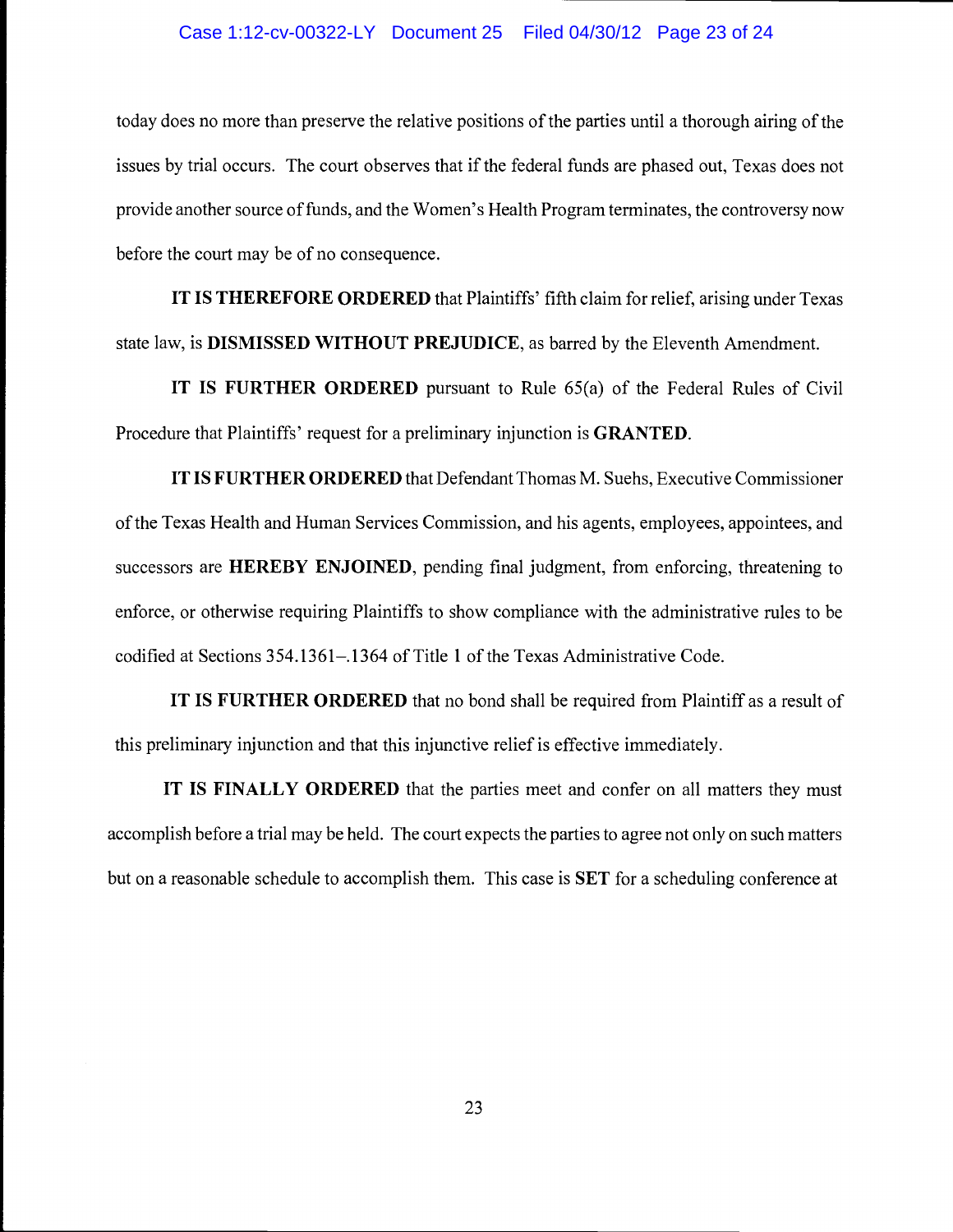today does no more than preserve the relative positions of the parties until a thorough airing of the issues by trial occurs. The court observes that if the federal funds are phased out, Texas does not provide another source of funds, and the Women's Health Program terminates, the controversy now before the court may be of no consequence.

**IT IS THEREFORE ORDERED** that Plaintiffs' fifth claim for relief, arising under Texas state law, is **DISMISSED WITHOUT PREJUDICE**, as barred by the Eleventh Amendment.

**IT IS FURTHER ORDERED** pursuant to Rule 65(a) of the Federal Rules of Civil Procedure that Plaintiffs' request for a preliminary injunction is **GRANTED**.

**IT IS FURTHER ORDERED** that Defendant Thomas M. Suehs, Executive Commissioner of the Texas Health and Human Services Commission, and his agents, employees, appointees, and successors are **HEREBY ENJOINED**, pending final judgment, from enforcing, threatening to enforce, or otherwise requiring Plaintiffs to show compliance with the administrative rules to be codified at Sections 354.1361–.1364 of Title 1 of the Texas Administrative Code.

**IT IS FURTHER ORDERED** that no bond shall be required from Plaintiff as a result of this preliminary injunction and that this injunctive relief is effective immediately.

**IT IS FINALLY ORDERED** that the parties meet and confer on all matters they must accomplish before a trial may be held. The court expects the parties to agree not only on such matters but on a reasonable schedule to accomplish them. This case is **SET** for a scheduling conference at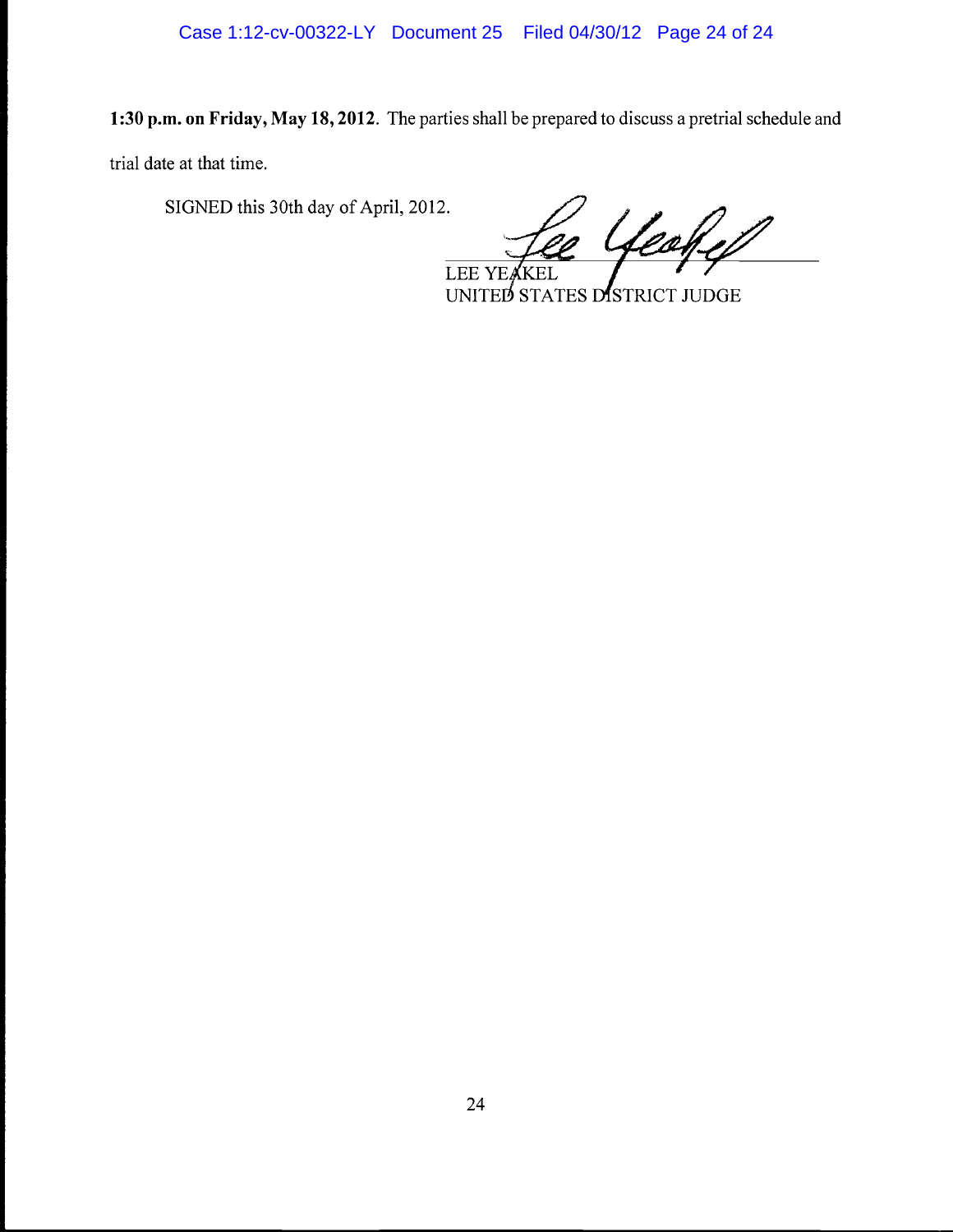**1:30 p.m. on Friday, May 18, 2012**. The parties shall be prepared to discuss a pretrial schedule and trial date at that time.

SIGNED this 30th day of April, 2012.

LEE YEAKEL
UNITED STATES DISTRICT JUDGE